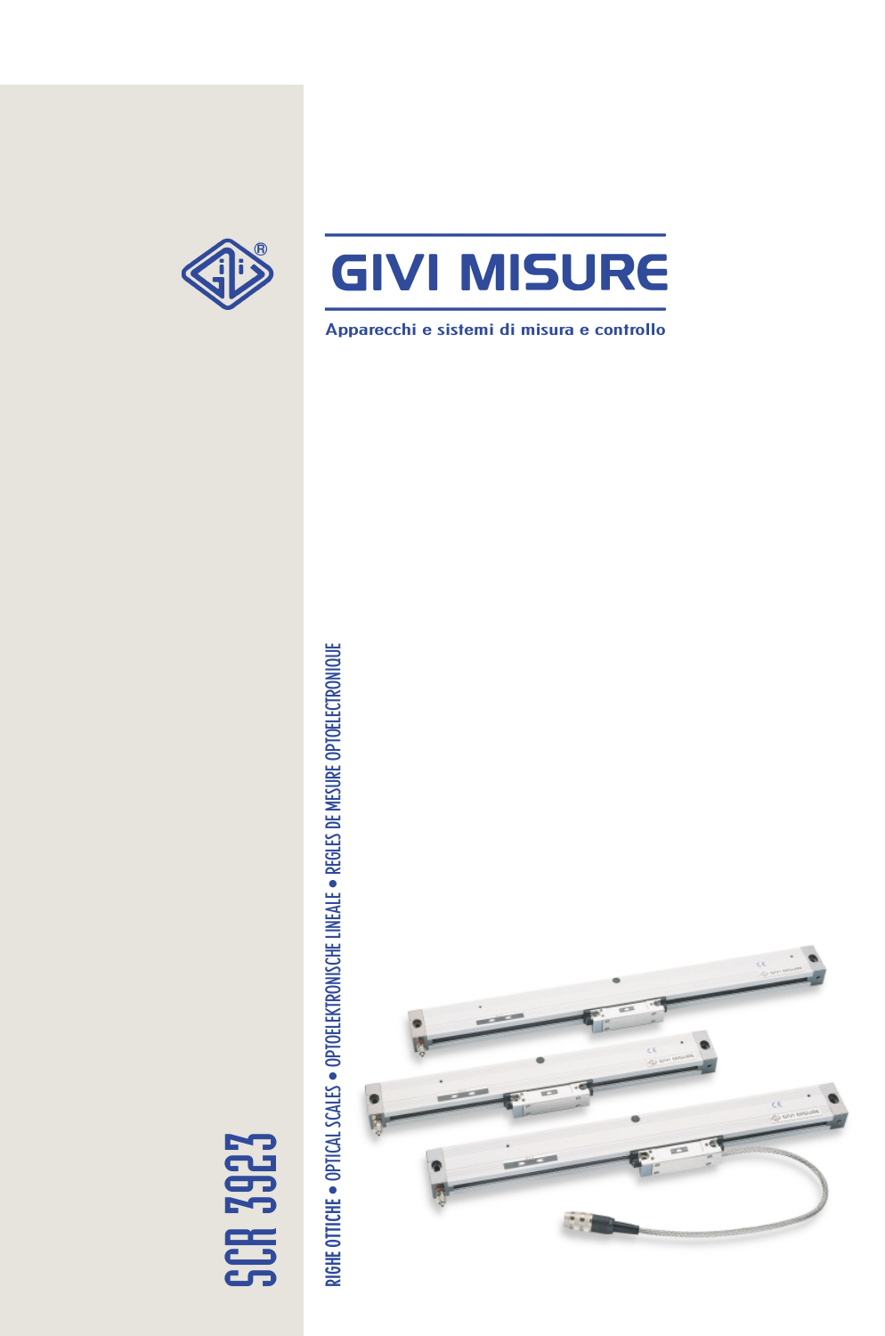# GIVI MISURE

Apparecchi e sistemi di misura e controllo

RIGHE OTTICHE • OPTICAL SCALES • OPTOELEKTRONISCHE LINEALE • REGLES DE MESURE OPTOELECTRONIQUE

# SCR 3923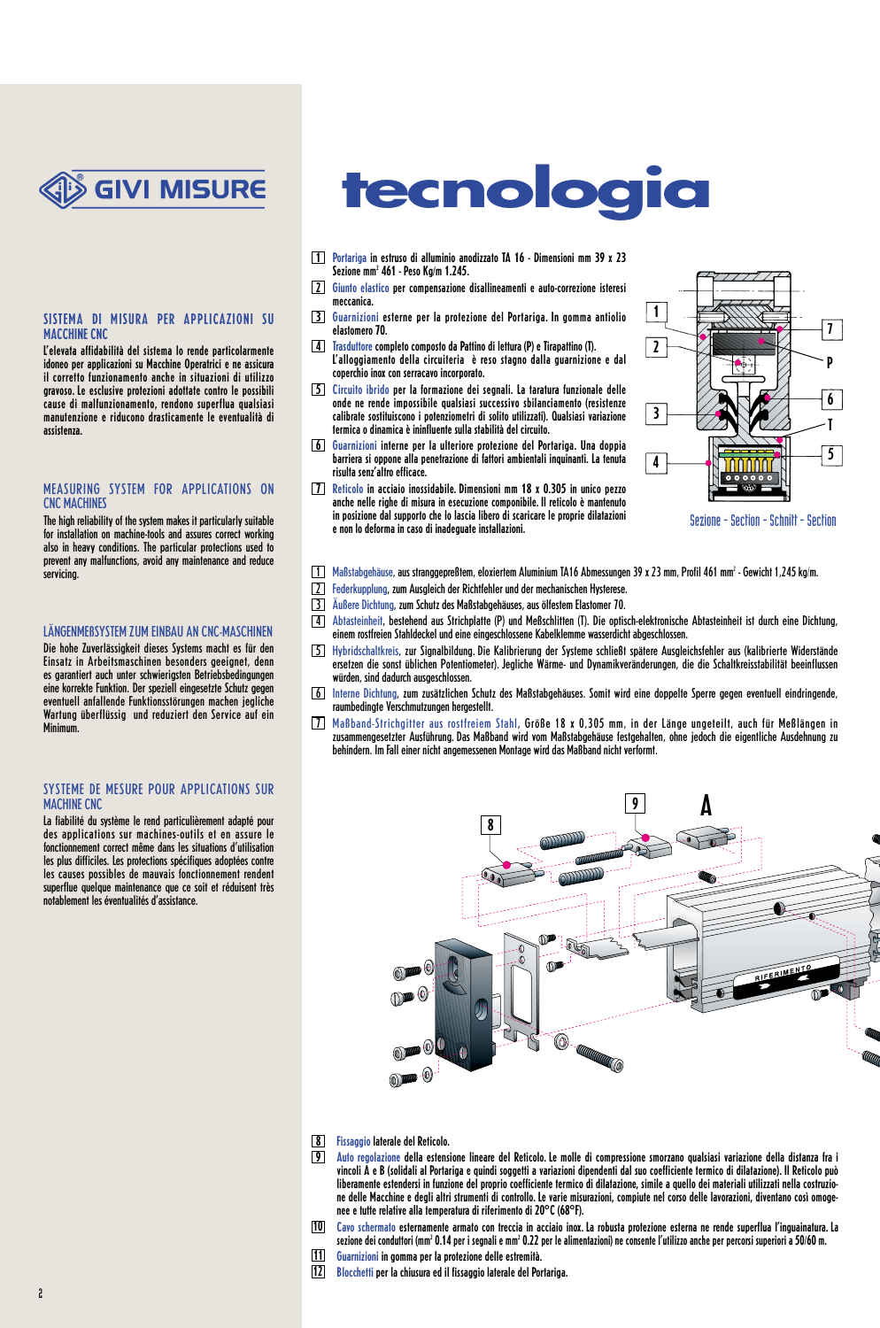GIVI MISURE

# tecnologia

## SISTEMA DI MISURA PER APPLICAZIONI SU MACCHINE CNC

L'elevata affidabilità del sistema lo rende particolarmente idoneo per applicazioni su Macchine Operatrici e ne assicura il corretto funzionamento anche in situazioni di utilizzo gravoso. Le esclusive protezioni adottate contro le possibili cause di malfunzionamento, rendono superflua qualsiasi manutenzione e riducono drasticamente le eventualità di assistenza.

## MEASURING SYSTEM FOR APPLICATIONS ON CNC MACHINES

The high reliability of the system makes it particularly suitable for installation on machine-tools and assures correct working also in heavy conditions. The particular protections used to prevent any malfunctions, avoid any maintenance and reduce servicing.

## LÄNGENMEßSYSTEM ZUM EINBAU AN CNC-MASCHINEN

Die hohe Zuverlässigkeit dieses Systems macht es für den Einsatz in Arbeitsmaschinen besonders geeignet, denn es garantiert auch unter schwierigsten Betriebsbedingungen eine korrekte Funktion. Der speziell eingesetzte Schutz gegen eventuell anfallende Funktionsstörungen machen jegliche Wartung überflüssig und reduziert den Service auf ein Minimum.

## SYSTEME DE MESURE POUR APPLICATIONS SUR MACHINE CNC

La fiabilité du système le rend particulièrement adapté pour des applications sur machines-outils et en assure le fonctionnement correct même dans les situations d'utilisation les plus difficiles. Les protections spécifiques adoptées contre les causes possibles de mauvais fonctionnement rendent superflue quelque maintenance que ce soit et réduisent très notablement les éventualités d'assistance.

1. **Portariga** in estruso di alluminio anodizzato TA 16 - Dimensioni mm 39 x 23 Sezione mm² 461 - Peso Kg/m 1.245.
2. **Giunto elastico** per compensazione disallineamenti e auto-correzione isteresi meccanica.
3. **Guarnizioni** esterne per la protezione del Portariga. In gomma antiolio elastomero 70.
4. **Trasduttore** completo composto da Pattino di lettura (P) e Tirapattino (T). L'alloggiamento della circuiteria è reso stagno dalla guarnizione e dal coperchio inox con serracavo incorporato.
5. **Circuito ibrido** per la formazione dei segnali. La taratura funzionale delle onde ne rende impossibile qualsiasi successivo sbilanciamento (resistenze calibrate sostituiscono i potenziometri di solito utilizzati). Qualsiasi variazione termica o dinamica è ininfluente sulla stabilità del circuito.
6. **Guarnizioni** interne per la ulteriore protezione del Portariga. Una doppia barriera si oppone alla penetrazione di fattori ambientali inquinanti. La tenuta risulta senz'altro efficace.
7. **Reticolo** in acciaio inossidabile. Dimensioni mm 18 x 0.305 in unico pezzo anche nelle righe di misura in esecuzione componibile. Il reticolo è mantenuto in posizione dal supporto che lo lascia libero di scaricare le proprie dilatazioni e non lo deforma in caso di inadeguate installazioni.

Sezione - Section - Schnitt - Section

1. **Maßstabgehäuse**, aus stranggepreßtem, eloxiertem Aluminium TA16 Abmessungen 39 x 23 mm, Profil 461 mm² - Gewicht 1,245 kg/m.
2. **Federkupplung**, zum Ausgleich der Richtfehler und der mechanischen Hysterese.
3. **Äußere Dichtung**, zum Schutz des Maßstabgehäuses, aus ölfestem Elastomer 70.
4. **Abtasteinheit**, bestehend aus Strichplatte (P) und Meßschlitten (T). Die optisch-elektronische Abtasteinheit ist durch eine Dichtung, einem rostfreien Stahldeckel und eine eingeschlossene Kabelklemme wasserdicht abgeschlossen.
5. **Hybridschaltkreis**, zur Signalbildung. Die Kalibrierung der Systeme schließt spätere Ausgleichsfehler aus (kalibrierte Widerstände ersetzen die sonst üblichen Potentiometer). Jegliche Wärme- und Dynamikveränderungen, die die Schaltkreisstabilität beeinflussen würden, sind dadurch ausgeschlossen.
6. **Interne Dichtung**, zum zusätzlichen Schutz des Maßstabgehäuses. Somit wird eine doppelte Sperre gegen eventuell eindringende, raumbedingte Verschmutzungen hergestellt.
7. **Maßband-Strichgitter aus rostfreiem Stahl**, Größe 18 x 0,305 mm, in der Länge ungeteilt, auch für Meßlängen in zusammengesetzter Ausführung. Das Maßband wird vom Maßstabgehäuse festgehalten, ohne jedoch die eigentliche Ausdehnung zu behindern. Im Fall einer nicht angemessenen Montage wird das Maßband nicht verformt.

8. **Fissaggio** laterale del Reticolo.
9. **Auto regolazione** della estensione lineare del Reticolo. Le molle di compressione smorzano qualsiasi variazione della distanza fra i vincoli A e B (solidali al Portariga e quindi soggetti a variazioni dipendenti dal suo coefficiente termico di dilatazione). Il Reticolo può liberamente estendersi in funzione del proprio coefficiente termico di dilatazione, simile a quello dei materiali utilizzati nella costruzione delle Macchine e degli altri strumenti di controllo. Le varie misurazioni, compiute nel corso delle lavorazioni, diventano così omogenee e tutte relative alla temperatura di riferimento di 20°C (68°F).
10. **Cavo schermato** esternamente armato con treccia in acciaio inox. La robusta protezione esterna ne rende superflua l'inguainatura. La sezione dei conduttori (mm² 0.14 per i segnali e mm² 0.22 per le alimentazioni) ne consente l'utilizzo anche per percorsi superiori a 50/60 m.
11. **Guarnizioni** in gomma per la protezione delle estremità.
12. **Blocchetti** per la chiusura ed il fissaggio laterale del Portariga.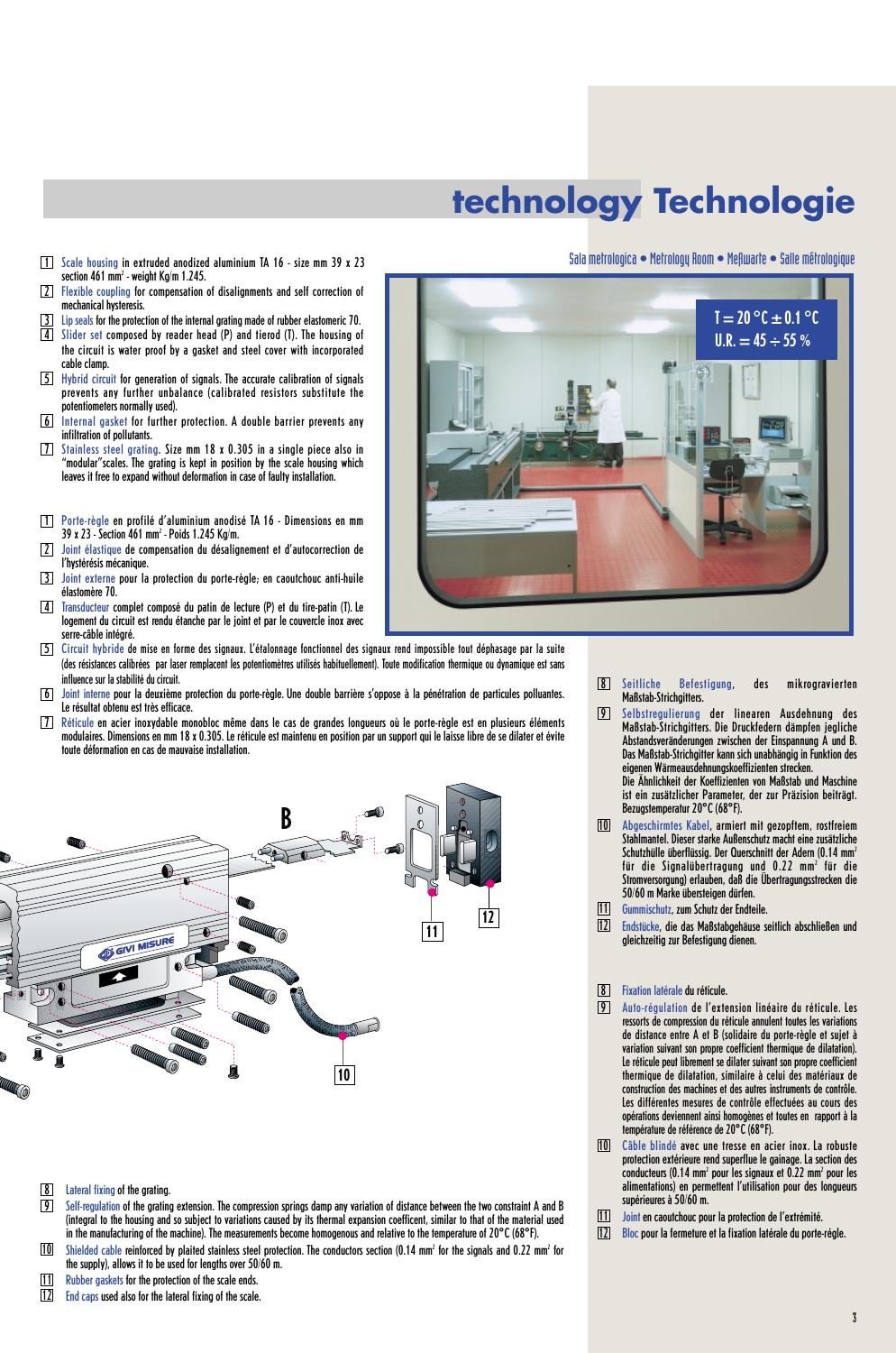# technology Technologie

1. Scale housing in extruded anodized aluminium TA 16 - size mm 39 x 23 section 461 mm² - weight Kg/m 1.245.
2. Flexible coupling for compensation of disalignments and self correction of mechanical hysteresis.
3. Lip seals for the protection of the internal grating made of rubber elastomeric 70.
4. Slider set composed by reader head (P) and tierod (T). The housing of the circuit is water proof by a gasket and steel cover with incorporated cable clamp.
5. Hybrid circuit for generation of signals. The accurate calibration of signals prevents any further unbalance (calibrated resistors substitute the potentiometers normally used).
6. Internal gasket for further protection. A double barrier prevents any infiltration of pollutants.
7. Stainless steel grating. Size mm 18 x 0.305 in a single piece also in "modular"scales. The grating is kept in position by the scale housing which leaves it free to expand without deformation in case of faulty installation.

1. Porte-règle en profilé d'aluminium anodisé TA 16 - Dimensions en mm 39 x 23 - Section 461 mm² - Poids 1.245 Kg/m.
2. Joint élastique de compensation du désalignement et d'autocorrection de l'hystérésis mécanique.
3. Joint externe pour la protection du porte-règle; en caoutchouc anti-huile élastomère 70.
4. Transducteur complet composé du patin de lecture (P) et du tire-patin (T). Le logement du circuit est rendu étanche par le joint et par le couvercle inox avec serre-câble intégré.
5. Circuit hybride de mise en forme des signaux. L'étalonnage fonctionnel des signaux rend impossible tout déphasage par la suite (des résistances calibrées par laser remplacent les potentiomètres utilisés habituellement). Toute modification thermique ou dynamique est sans influence sur la stabilité du circuit.
6. Joint interne pour la deuxième protection du porte-règle. Une double barrière s'oppose à la pénétration de particules polluantes. Le résultat obtenu est très efficace.
7. Réticule en acier inoxydable monobloc même dans le cas de grandes longueurs où le porte-règle est en plusieurs éléments modulaires. Dimensions en mm 18 x 0.305. Le réticule est maintenu en position par un support qui le laisse libre de se dilater et évite toute déformation en cas de mauvaise installation.

Sala metrologica • Metrology Room • Meßwarte • Salle métrologique

T = 20 °C ± 0.1 °C
U.R. = 45 ÷ 55 %

8. Lateral fixing of the grating.
9. Self-regulation of the grating extension. The compression springs damp any variation of distance between the two constraint A and B (integral to the housing and so subject to variations caused by its thermal expansion coefficent, similar to that of the material used in the manufacturing of the machine). The measurements become homogenous and relative to the temperature of 20°C (68°F).
10. Shielded cable reinforced by plaited stainless steel protection. The conductors section (0.14 mm² for the signals and 0.22 mm² for the supply), allows it to be used for lengths over 50/60 m.
11. Rubber gaskets for the protection of the scale ends.
12. End caps used also for the lateral fixing of the scale.

8. Seitliche Befestigung, des mikrogravierten Maßstab-Strichgitters.
9. Selbstregulierung der linearen Ausdehnung des Maßstab-Strichgitters. Die Druckfedern dämpfen jegliche Abstandsveränderungen zwischen der Einspannung A und B. Das Maßstab-Strichgitter kann sich unabhängig in Funktion des eigenen Wärmeausdehnungskoeffizienten strecken. Die Ähnlichkeit der Koeffizienten von Maßstab und Maschine ist ein zusätzlicher Parameter, der zur Präzision beiträgt. Bezugstemperatur 20°C (68°F).
10. Abgeschirmtes Kabel, armiert mit gezopftem, rostfreiem Stahlmantel. Dieser starke Außenschutz macht eine zusätzliche Schutzhülle überflüssig. Der Querschnitt der Adern (0.14 mm² für die Signalübertragung und 0.22 mm² für die Stromversorgung) erlauben, daß die Übertragungsstrecken die 50/60 m Marke übersteigen dürfen.
11. Gummischutz, zum Schutz der Endteile.
12. Endstücke, die das Maßstabgehäuse seitlich abschließen und gleichzeitig zur Befestigung dienen.

8. Fixation latérale du réticule.
9. Auto-régulation de l'extension linéaire du réticule. Les ressorts de compression du réticule annulent toutes les variations de distance entre A et B (solidaire du porte-règle et sujet à variation suivant son propre coefficient thermique de dilatation). Le réticule peut librement se dilater suivant son propre coefficient thermique de dilatation, similaire à celui des matériaux de construction des machines et des autres instruments de contrôle. Les différentes mesures de contrôle effectuées au cours des opérations deviennent ainsi homogènes et toutes en rapport à la température de référence de 20°C (68°F).
10. Câble blindé avec une tresse en acier inox. La robuste protection extérieure rend superflue le gainage. La section des conducteurs (0.14 mm² pour les signaux et 0.22 mm² pour les alimentations) en permettent l'utilisation pour des longueurs supérieures à 50/60 m.
11. Joint en caoutchouc pour la protection de l'extrémité.
12. Bloc pour la fermeture et la fixation latérale du porte-règle.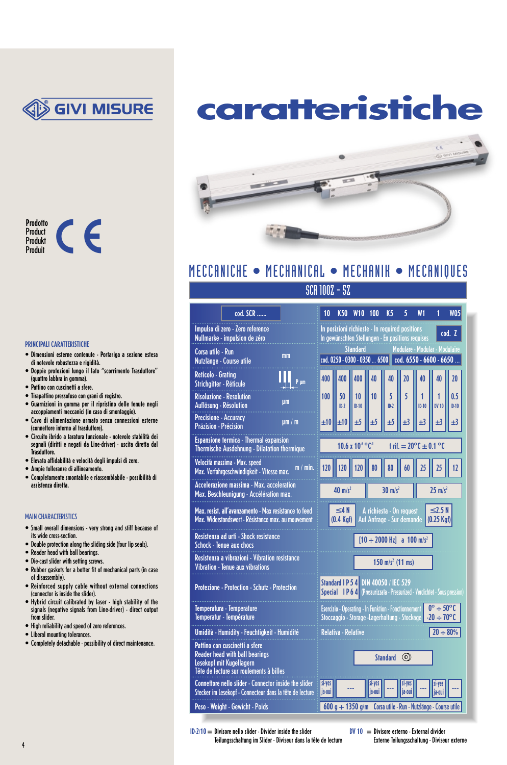# caratteristiche

GIVI MISURE

Prodotto
Product
Produkt
Produit
CE

### PRINCIPALI CARATTERISTICHE

- Dimensioni esterne contenute - Portariga a sezione estesa di notevole robustezza e rigidità.
- Doppie protezioni lungo il lato "scorrimento Trasduttore" (quattro labbra in gomma).
- Pattino con cuscinetti a sfere.
- Tirapattino pressofuso con grani di registro.
- Guarnizioni in gomma per il ripristino delle tenute negli accoppiamenti meccanici (in caso di smontaggio).
- Cavo di alimentazione armato senza connessioni esterne (connettore interno al trasduttore).
- Circuito ibrido a taratura funzionale - notevole stabilità dei segnali (diritti e negati da Line-driver) - uscita diretta dal Trasduttore.
- Elevata affidabilità e velocità degli impulsi di zero.
- Ampie tolleranze di allineamento.
- Completamente smontabile e riassemblabile - possibilità di assistenza diretta.

### MAIN CHARACTERISTICS

- Small overall dimensions - very strong and stiff because of its wide cross-section.
- Double protection along the sliding side (four lip seals).
- Reader head with ball bearings.
- Die-cast slider with setting screws.
- Rubber gaskets for a better fit of mechanical parts (in case of disassembly).
- Reinforced supply cable without external connections (connector is inside the slider).
- Hybrid circuit calibrated by laser - high stability of the signals (negative signals from Line-driver) - direct output from slider.
- High reliability and speed of zero references.
- Liberal mounting tolerances.
- Completely detachable - possibility of direct maintenance.

## MECCANICHE • MECHANICAL • MECHANIK • MECANIQUES

### SCR 100Z - 5Z

| cod. SCR ...... | | 10 | K50 | W10 | 100 | K5 | 5 | W1 | 1 | W05 |
|---|---|---|---|---|---|---|---|---|---|---|
| Impulso di zero - Zero reference<br>Nullmarke - impulsion de zéro | | In posizioni richieste - In required positions<br>In gewünschten Stellungen - En positions requises — cod. Z | | | | | | | | |
| Corsa utile - Run<br>Nutzlänge - Course utile | mm | Standard: cod. 0250 - 0300 - 0350 ... 6500 | | | | Modulare - Modular - Modulaire: cod. 6550 - 6600 - 6650 ... | | | | |
| Reticolo - Grating<br>Strichgitter - Réticule | P µm | 400 | 400 | 400 | 40 | 40 | 20 | 40 | 40 | 20 |
| Risoluzione - Resolution<br>Auflösung - Résolution | µm | 100 | 50 ID-2 | 10 ID-10 | 10 | 5 ID-2 | 5 | 1 ID-10 | 1 DV 10 | 0.5 ID-10 |
| Precisione - Accuracy<br>Präzision - Précision | µm / m | ±10 | ±10 | ±5 | ±5 | ±5 | ±3 | ±3 | ±3 | ±3 |
| Espansione termica - Thermal expansion<br>Thermische Ausdehnung - Dilatation thermique | | $10.6 \times 10^{-6}$ °C$^{-1}$ &nbsp; t rif. = 20°C ± 0.1 °C | | | | | | | | |
| Velocità massima - Max. speed<br>Max. Verfahrgeschwindigkeit - Vitesse max. | m / min. | 120 | 120 | 120 | 80 | 80 | 60 | 25 | 25 | 12 |
| Accelerazione massima - Max. acceleration<br>Max. Beschleunigung - Accélération max. | | 40 m/s$^2$ | | | 30 m/s$^2$ | | | 25 m/s$^2$ | | |
| Max. resist. all'avanzamento - Max resistance to feed<br>Max. Widerstandswert - Résistance max. au mouvement | | ≤4 N (0.4 Kgf) | | A richiesta - On request<br>Auf Anfrage - Sur demande | | | | ≤2.5 N (0.25 Kgf) | | |
| Resistenza ad urti - Shock resistance<br>Schock - Tenue aux chocs | | [10 ÷ 2000 Hz] a 100 m/s$^2$ | | | | | | | | |
| Resistenza a vibrazioni - Vibration resistance<br>Vibration - Tenue aux vibrations | | 150 m/s$^2$ (11 ms) | | | | | | | | |
| Protezione - Protection - Schutz - Protection | | Standard IP 5 4 DIN 40050 / IEC 529<br>Special IP 6 4 (Pressurizzata - Pressurized - Verdichtet - Sous pression) | | | | | | | | |
| Temperatura - Temperature<br>Temperatur - Température | | Esercizio - Operating - In Funktion - Fonctionnement: 0° ÷ 50°C<br>Stoccaggio - Storage - Lagerhaltung - Stockage: -20 ÷ 70°C | | | | | | | | |
| Umidità - Humidity - Feuchtigkeit - Humidité | | Relativa - Relative: 20 ÷ 80% | | | | | | | | |
| Pattino con cuscinetti a sfere<br>Reader head with ball bearings<br>Lesekopf mit Kugellagern<br>Tête de lecture sur roulements à billes | | Standard © | | | | | | | | |
| Connettore nello slider - Connector inside the slider<br>Stecker im Lesekopf - Connecteur dans la tête de lecture | | si-yes ja-oui | --- | si-yes ja-oui | --- | si-yes ja-oui | --- | si-yes ja-oui | --- | |
| Peso - Weight - Gewicht - Poids | | 600 g + 1350 g/m Corsa utile - Run - Nutzlänge - Course utile | | | | | | | | |

ID-2/10 = Divisore nello slider - Divider inside the slider
Teilungsschaltung im Slider - Diviseur dans la tête de lecture

DV 10 = Divisore esterno - External divider
Externe Teilungsschaltung - Diviseur externe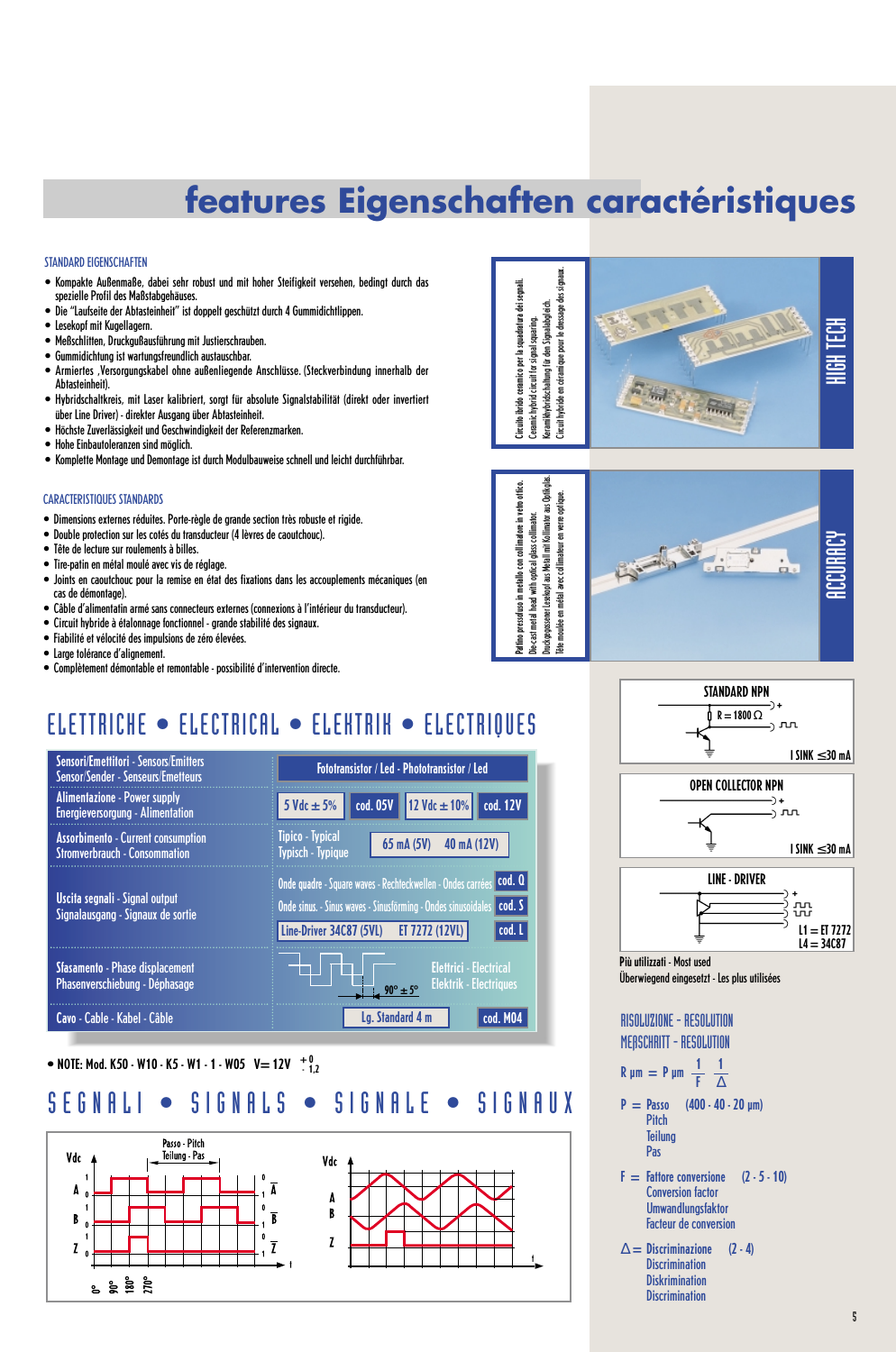# features Eigenschaften caractéristiques

### STANDARD EIGENSCHAFTEN

- Kompakte Außenmaße, dabei sehr robust und mit hoher Steifigkeit versehen, bedingt durch das spezielle Profil des Maßstabgehäuses.
- Die "Laufseite der Abtasteinheit" ist doppelt geschützt durch 4 Gummidichtlippen.
- Lesekopf mit Kugellagern.
- Meßschlitten, Druckgußausführung mit Justierschrauben.
- Gummidichtung ist wartungsfreundlich austauschbar.
- Armiertes ,Versorgungskabel ohne außenliegende Anschlüsse. (Steckverbindung innerhalb der Abtasteinheit).
- Hybridschaltkreis, mit Laser kalibriert, sorgt für absolute Signalstabilität (direkt oder invertiert über Line Driver) - direkter Ausgang über Abtasteinheit.
- Höchste Zuverlässigkeit und Geschwindigkeit der Referenzmarken.
- Hohe Einbautoleranzen sind möglich.
- Komplette Montage und Demontage ist durch Modulbauweise schnell und leicht durchführbar.

### CARACTERISTIQUES STANDARDS

- Dimensions externes réduites. Porte-règle de grande section très robuste et rigide.
- Double protection sur les cotés du transducteur (4 lèvres de caoutchouc).
- Tête de lecture sur roulements à billes.
- Tire-patin en métal moulé avec vis de réglage.
- Joints en caoutchouc pour la remise en état des fixations dans les accouplements mécaniques (en cas de démontage).
- Câble d'alimentatin armé sans connecteurs externes (connexions à l'intérieur du transducteur).
- Circuit hybride à étalonnage fonctionnel - grande stabilité des signaux.
- Fiabilité et vélocité des impulsions de zéro élevées.
- Large tolérance d'alignement.
- Complètement démontable et remontable - possibilité d'intervention directe.

**HIGH TECH**

Circuito ibrido ceramico per la squadratura dei segnali.
Ceramic hybrid circuit for signal squaring.
Keramikhybridschaltung für den Signalabgleich.
Circuit hybride en céramique pour le dressage des signaux.

**ACCURACY**

Pattino pressofuso in metallo con collimatore in vetro ottico.
Die-cast metal head with optical glass collimator.
Druckgepressener Lesekopf aus Metall mit Kollimator aus Optikglas.
Tête moulée en métal avec collimateur en verre optique.

## ELETTRICHE • ELECTRICAL • ELEKTRIK • ELECTRIQUES

| | | |
|---|---|---|
| Sensori/Emettitori - Sensors/Emitters<br>Sensor/Sender - Senseurs/Emetteurs | Fototransistor / Led - Phototransistor / Led | |
| Alimentazione - Power supply<br>Energieversorgung - Alimentation | 5 Vdc ± 5% — cod. 05V | 12 Vdc ± 10% — cod. 12V |
| Assorbimento - Current consumption<br>Stromverbrauch - Consommation | Tipico - Typical<br>Typisch - Typique | 65 mA (5V) 40 mA (12V) |
| Uscita segnali - Signal output<br>Signalausgang - Signaux de sortie | Onde quadre - Square waves - Rechteckwellen - Ondes carrées | cod. Q |
| | Onde sinus. - Sinus waves - Sinusförmig - Ondes sinusoidales | cod. S |
| | Line-Driver 34C87 (5VL) ET 7272 (12VL) | cod. L |
| Sfasamento - Phase displacement<br>Phasenverschiebung - Déphasage | 90° ± 5° | Elettrici - Electrical<br>Elektrik - Electriques |
| Cavo - Cable - Kabel - Câble | Lg. Standard 4 m | cod. M04 |

- NOTE: Mod. K50 - W10 - K5 - W1 - 1 - W05 $V= 12V \;^{+0}_{-1,2}$

**STANDARD NPN**: R = 1800 Ω — I SINK ≤30 mA

**OPEN COLLECTOR NPN**: I SINK ≤30 mA

**LINE - DRIVER**: L1 = ET 7272, L4 = 34C87

Più utilizzati - Most used
Überwiegend eingesetzt - Les plus utilisées

## SEGNALI • SIGNALS • SIGNALE • SIGNAUX

Vdc — A, B, Z, Ā, B̄, Z̄ — Passo - Pitch, Teilung - Pas — 0°, 90°, 180°, 270° — t

### RISOLUZIONE - RESOLUTION
### MEßSCHRITT - RESOLUTION

$$R\,\mu m = P\,\mu m \cdot \frac{1}{F} \cdot \frac{1}{\Delta}$$

P = Passo (400 - 40 - 20 μm)
Pitch
Teilung
Pas

F = Fattore conversione (2 - 5 - 10)
Conversion factor
Umwandlungsfaktor
Facteur de conversion

Δ = Discriminazione (2 - 4)
Discrimination
Diskrimination
Discrimination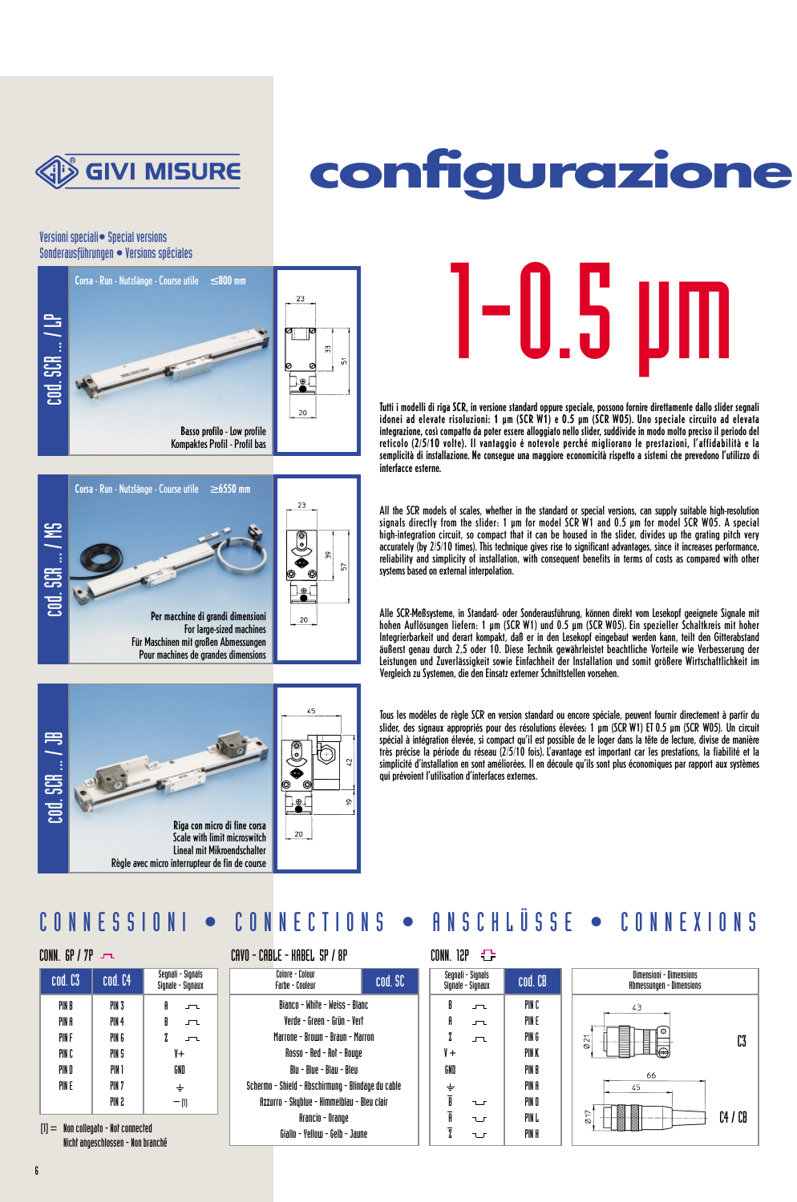# GIVI MISURE

# configurazione

Versioni speciali • Special versions
Sonderausführungen • Versions spéciales

## cod. SCR ... / LP

Corsa - Run - Nutzlänge - Course utile ≤800 mm

Basso profilo - Low profile
Kompaktes Profil - Profil bas

23 / 33 / 51 / 20

## cod. SCR ... / MS

Corsa - Run - Nutzlänge - Course utile ≥6550 mm

Per macchine di grandi dimensioni
For large-sized machines
Für Maschinen mit großen Abmessungen
Pour machines de grandes dimensions

23 / 39 / 57 / 20

## cod. SCR ... / JB

Riga con micro di fine corsa
Scale with limit microswitch
Lineal mit Mikroendschalter
Règle avec micro interrupteur de fin de course

45 / 42 / 19 / 20

# 1-0.5 µm

Tutti i modelli di riga SCR, in versione standard oppure speciale, possono fornire direttamente dallo slider segnali idonei ad elevate risoluzioni: 1 µm (SCR W1) e 0.5 µm (SCR W05). Uno speciale circuito ad elevata integrazione, così compatto da poter essere alloggiato nello slider, suddivide in modo molto preciso il periodo del reticolo (2/5/10 volte). Il vantaggio é notevole perché migliorano le prestazioni, l'affidabilità e la semplicità di installazione. Ne consegue una maggiore economicità rispetto a sistemi che prevedono l'utilizzo di interfacce esterne.

All the SCR models of scales, whether in the standard or special versions, can supply suitable high-resolution signals directly from the slider: 1 µm for model SCR W1 and 0.5 µm for model SCR W05. A special high-integration circuit, so compact that it can be housed in the slider, divides up the grating pitch very accurately (by 2/5/10 times). This technique gives rise to significant advantages, since it increases performance, reliability and simplicity of installation, with consequent benefits in terms of costs as compared with other systems based on external interpolation.

Alle SCR-Meßsysteme, in Standard- oder Sonderausführung, können direkt vom Lesekopf geeignete Signale mit hohen Auflösungen liefern: 1 µm (SCR W1) und 0.5 µm (SCR W05). Ein spezieller Schaltkreis mit hoher Integrierbarkeit und derart kompakt, daß er in den Lesekopf eingebaut werden kann, teilt den Gitterabstand äußerst genau durch 2.5 oder 10. Diese Technik gewährleistet beachtliche Vorteile wie Verbesserung der Leistungen und Zuverlässigkeit sowie Einfachheit der Installation und somit größere Wirtschaftlichkeit im Vergleich zu Systemen, die den Einsatz externer Schnittstellen vorsehen.

Tous les modèles de règle SCR en version standard ou encore spéciale, peuvent fournir directement à partir du slider, des signaux appropriés pour des résolutions élevées: 1 µm (SCR W1) ET 0.5 µm (SCR W05). Un circuit spécial à intégration élevée, si compact qu'il est possible de le loger dans la tête de lecture, divise de manière très précise la période du réseau (2/5/10 fois). L'avantage est important car les prestations, la fiabilité et la simplicité d'installation en sont améliorées. Il en découle qu'ils sont plus économiques par rapport aux systèmes qui prévoient l'utilisation d'interfaces externes.

## CONNESSIONI • CONNECTIONS • ANSCHLÜSSE • CONNEXIONS

**CONN. 6P / 7P**

| cod. C3 | cod. C4 | Segnali - Signals Signale - Signaux |
|---|---|---|
| PIN B | PIN 3 | A |
| PIN A | PIN 4 | B |
| PIN F | PIN 6 | Z |
| PIN C | PIN 5 | V+ |
| PIN D | PIN 1 | GND |
| PIN E | PIN 7 | ⏚ |
| | PIN 2 | – (1) |

(1) = Non collegato - Not connected
Nicht angeschlossen - Non branché

**CAVO - CABLE - KABEL 5P / 8P**

| Colore - Colour Farbe - Couleur | cod. SC |
|---|---|
| Bianco - White - Weiss - Blanc | |
| Verde - Green - Grün - Vert | |
| Marrone - Brown - Braun - Marron | |
| Rosso - Red - Rot - Rouge | |
| Blu - Blue - Blau - Bleu | |
| Schermo - Shield - Abschirmung - Blindage du cable | |
| Azzurro - Skyblue - Himmelblau - Bleu clair | |
| Arancio - Orange | |
| Giallo - Yellow - Gelb - Jaune | |

**CONN. 12P**

| Segnali - Signals Signale - Signaux | cod. CB |
|---|---|
| B | PIN C |
| A | PIN E |
| Z | PIN G |
| V+ | PIN K |
| GND | PIN B |
| ⏚ | PIN A |
| $\overline{B}$ | PIN D |
| $\overline{A}$ | PIN L |
| $\overline{Z}$ | PIN H |

**Dimensioni - Dimensions Abmessungen - Dimensions**

C3: 43, Ø21
C4 / CB: 66, 45, Ø17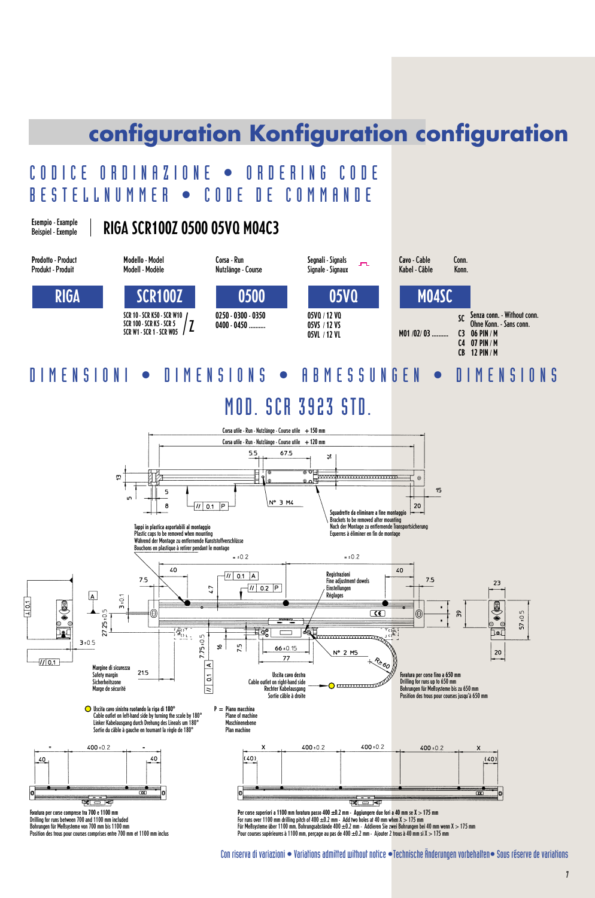# configuration Konfiguration configuration

## CODICE ORDINAZIONE • ORDERING CODE
## BESTELLNUMMER • CODE DE COMMANDE

Esempio - Example
Beispiel - Exemple

**RIGA SCR100Z 0500 05VQ M04C3**

| Prodotto - Product<br>Produkt - Produit | Modello - Model<br>Modell - Modèle | Corsa - Run<br>Nutzlänge - Course | Segnali - Signals<br>Signale - Signaux | Cavo - Cable<br>Kabel - Câble | Conn.<br>Konn. |
|---|---|---|---|---|---|
| **RIGA** | **SCR100Z** | **0500** | **05VQ** | **M04SC** | |
| | SCR 10 - SCR K50 - SCR W10<br>SCR 100 - SCR K5 - SCR 5<br>SCR W1 - SCR 1 - SCR W05 / Z | 0250 - 0300 - 0350<br>0400 - 0450 .......... | 05VQ / 12 VQ<br>05VS / 12 VS<br>05VL / 12 VL | M01 /02/ 03 .......... | SC Senza conn. - Without conn. Ohne Konn. - Sans conn.<br>C3 06 PIN / M<br>C4 07 PIN / M<br>C8 12 PIN / M |

## DIMENSIONI • DIMENSIONS • ABMESSUNGEN • DIMENSIONS

### MOD. SCR 3923 STD.

Corsa utile - Run - Nutzlänge - Course utile + 150 mm

Corsa utile - Run - Nutzlänge - Course utile + 120 mm

Squadrette da eliminare a fine montaggio
Brackets to be removed after mounting
Nach der Montage zu entfernende Transportsicherung
Equerres à éliminer en fin de montage

Tappi in plastica asportabili al montaggio
Plastic caps to be removed when mounting
Während der Montage zu entfernende Kunststoffverschlüsse
Bouchons en plastique à retirer pendant le montage

Registrazioni
Fine adjustment dowels
Einstellungen
Réglages

N° 3 M4

N° 2 M5

Margine di sicurezza
Safety margin
Sicherheitszone
Marge de sécurité

Uscita cavo destra
Cable outlet on right-hand side
Rechter Kabelausgang
Sortie câble à droite

Foratura per corse fino a 650 mm
Drilling for runs up to 650 mm
Bohrungen für Meßsysteme bis zu 650 mm
Position des trous pour courses jusqu'à 650 mm

○ Uscita cavo sinistra ruotando la riga di 180°
Cable outlet on left-hand side by turning the scale by 180°
Linker Kabelausgang durch Drehung des Lineals um 180°
Sortie du câble à gauche en tournant la règle de 180°

P = Piano macchina
Plane of machine
Maschinenebene
Plan machine

Foratura per corse comprese tra 700 e 1100 mm
Drilling for runs between 700 and 1100 mm included
Bohrungen für Meßsysteme von 700 mm bis 1100 mm
Position des trous pour courses comprises entre 700 mm et 1100 mm inclus

Per corse superiori a 1100 mm foratura passo 400 ±0.2 mm - Aggiungere due fori a 40 mm se X > 175 mm
For runs over 1100 mm drilling pitch of 400 ±0.2 mm - Add two holes at 40 mm when X > 175 mm
Für Meßsysteme über 1100 mm, Bohrungsabstände 400 ±0.2 mm - Addieren Sie zwei Bohrungen bei 40 mm wenn X > 175 mm
Pour courses supérieures à 1100 mm, perçage au pas de 400 ±0.2 mm - Ajouter 2 trous à 40 mm si X > 175 mm

Con riserva di variazioni • Variations admitted without notice • Technische Änderungen vorbehalten • Sous réserve de variations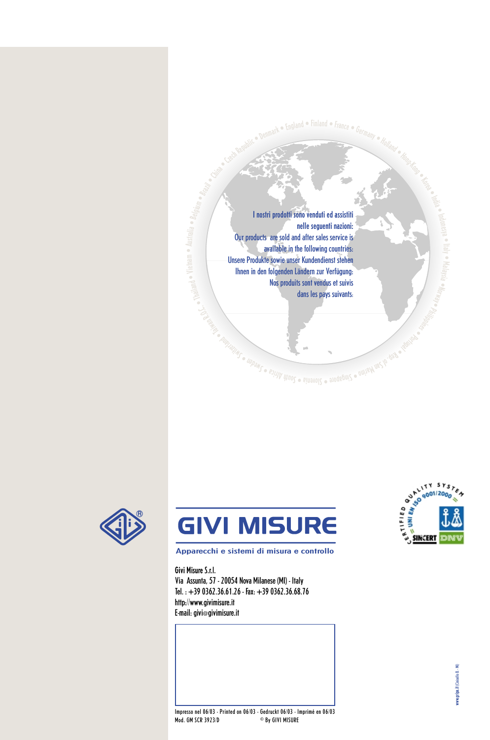I nostri prodotti sono venduti ed assistiti nelle seguenti nazioni:
Our products are sold and after sales service is available in the following countries:
Unsere Produkte sowie unser Kundendienst stehen Ihnen in den folgenden Ländern zur Verfügung:
Nos produits sont vendus et suivis dans les pays suivants:

Australia • Belgium • Brazil • China • Czech Republic • Denmark • England • Finland • France • Germany • Holland • Hong-Kong • Korea • India • Indonesya • Italy • Malaysia • Norway • Philippines • Portugal • Rep. di San Marino • Singapore • Slovenia • South Africa • Sweden • Switzerland • Taiwan R.O.C. • Thailand • Vietnam

# GIVI MISURE

Apparecchi e sistemi di misura e controllo

Givi Misure S.r.l.
Via Assunta, 57 - 20054 Nova Milanese (MI) - Italy
Tel. : +39 0362.36.61.26 - Fax: +39 0362.36.68.76
http://www.givimisure.it
E-mail: givi@givimisure.it

CERTIFIED QUALITY SYSTEM UNI EN ISO 9001/2000 SINCERT DNV

Impresso nel 06/03 - Printed on 06/03 - Gedruckt 06/03 - Imprimé en 06/03
Mod. GM SCR 3923/D © By GIVI MISURE

www.gripa.it (Cinisello B. - MI)